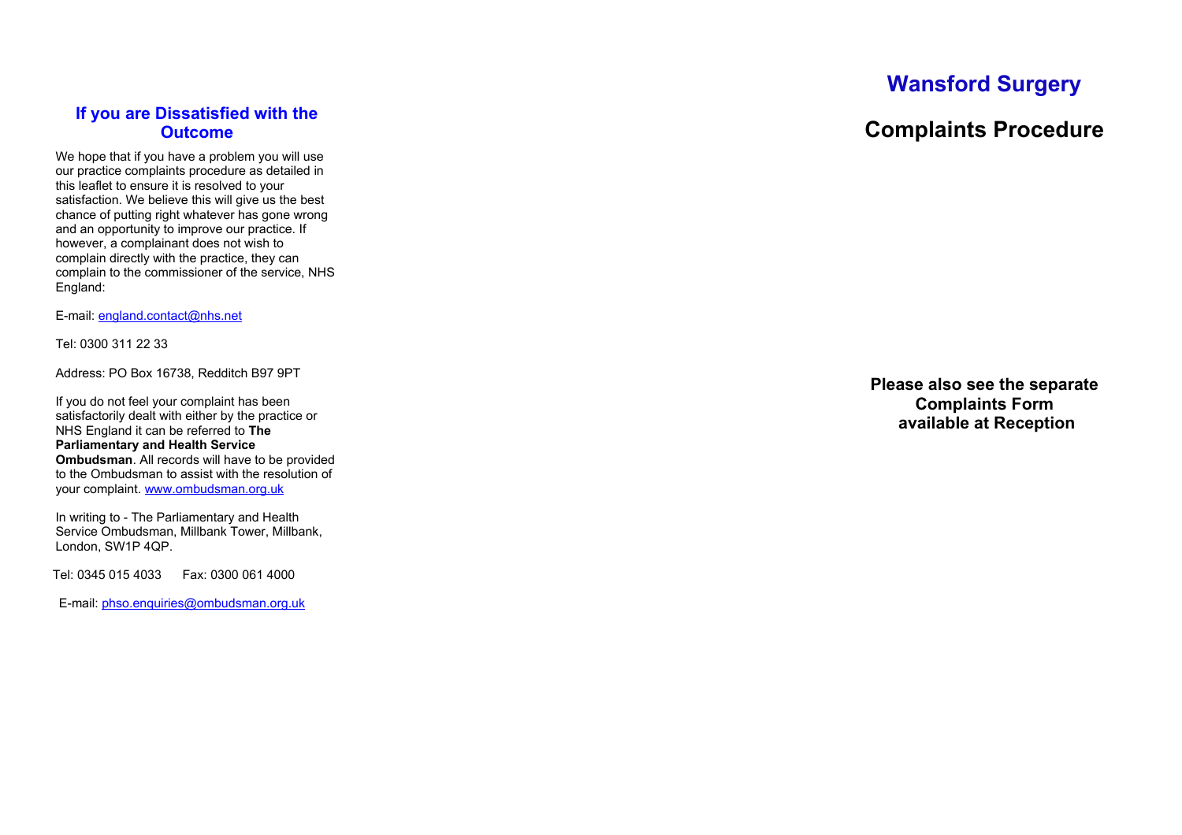## If you are Dissatisfied with the Outcome

We hope that if you have a problem you will use our practice complaints procedure as detailed in this leaflet to ensure it is resolved to your satisfaction. We believe this will give us the best chance of putting right whatever has gone wrong and an opportunity to improve our practice. If however, a complainant does not wish to complain directly with the practice, they can complain to the commissioner of the service, NHS England:

E-mail: england.contact@nhs.net

Tel: 0300 311 22 33

Address: PO Box 16738, Redditch B97 9PT

If you do not feel your complaint has been satisfactorily dealt with either by the practice or NHS England it can be referred to **The Parliamentary and Health Service Ombudsman**. All records will have to be provided to the Ombudsman to assist with the resolution of your complaint. www.ombudsman.org.uk

In writing to - The Parliamentary and Health Service Ombudsman, Millbank Tower, Millbank, London, SW1P 4QP.

Tel: 0345 015 4033 Fax: 0300 061 4000

E-mail: phso.enquiries@ombudsman.org.uk

# Wansford Surgery

# Complaints Procedure

**Please also see the separate Complaints Form available at Reception**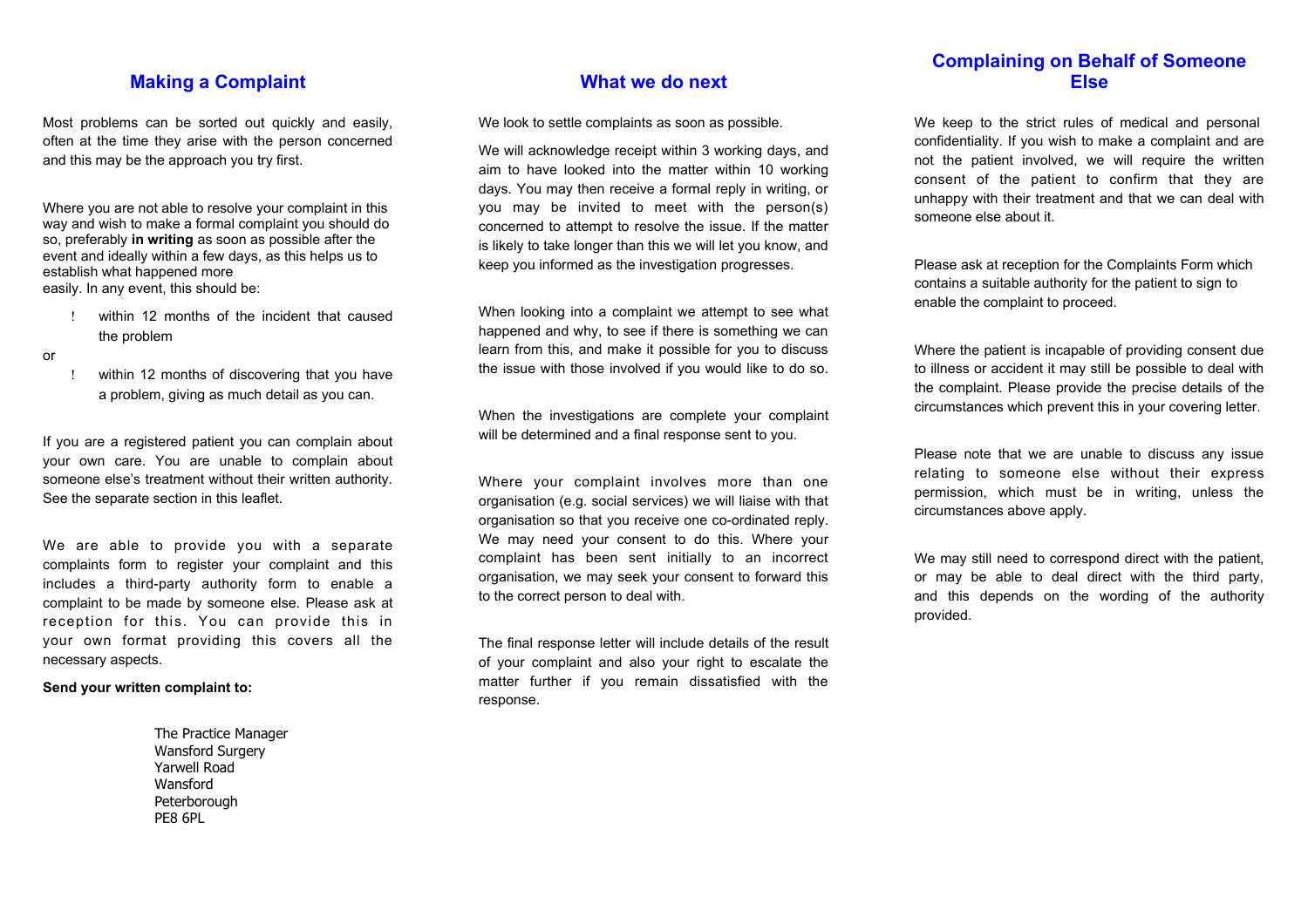## Making a Complaint

Most problems can be sorted out quickly and easily, often at the time they arise with the person concerned and this may be the approach you try first.

Where you are not able to resolve your complaint in this way and wish to make a formal complaint you should do so, preferably **in writing** as soon as possible after the event and ideally within a few days, as this helps us to establish what happened more easily. In any event, this should be:

- within 12 months of the incident that caused the problem

or

- within 12 months of discovering that you have a problem, giving as much detail as you can.

If you are a registered patient you can complain about your own care. You are unable to complain about someone else's treatment without their written authority. See the separate section in this leaflet.

We are able to provide you with a separate complaints form to register your complaint and this includes a third-party authority form to enable a complaint to be made by someone else. Please ask at reception for this. You can provide this in your own format providing this covers all the necessary aspects.

**Send your written complaint to:**

The Practice Manager
Wansford Surgery
Yarwell Road
Wansford
Peterborough
PE8 6PL

## What we do next

We look to settle complaints as soon as possible.

We will acknowledge receipt within 3 working days, and aim to have looked into the matter within 10 working days. You may then receive a formal reply in writing, or you may be invited to meet with the person(s) concerned to attempt to resolve the issue. If the matter is likely to take longer than this we will let you know, and keep you informed as the investigation progresses.

When looking into a complaint we attempt to see what happened and why, to see if there is something we can learn from this, and make it possible for you to discuss the issue with those involved if you would like to do so.

When the investigations are complete your complaint will be determined and a final response sent to you.

Where your complaint involves more than one organisation (e.g. social services) we will liaise with that organisation so that you receive one co-ordinated reply. We may need your consent to do this. Where your complaint has been sent initially to an incorrect organisation, we may seek your consent to forward this to the correct person to deal with.

The final response letter will include details of the result of your complaint and also your right to escalate the matter further if you remain dissatisfied with the response.

## Complaining on Behalf of Someone Else

We keep to the strict rules of medical and personal confidentiality. If you wish to make a complaint and are not the patient involved, we will require the written consent of the patient to confirm that they are unhappy with their treatment and that we can deal with someone else about it.

Please ask at reception for the Complaints Form which contains a suitable authority for the patient to sign to enable the complaint to proceed.

Where the patient is incapable of providing consent due to illness or accident it may still be possible to deal with the complaint. Please provide the precise details of the circumstances which prevent this in your covering letter.

Please note that we are unable to discuss any issue relating to someone else without their express permission, which must be in writing, unless the circumstances above apply.

We may still need to correspond direct with the patient, or may be able to deal direct with the third party, and this depends on the wording of the authority provided.